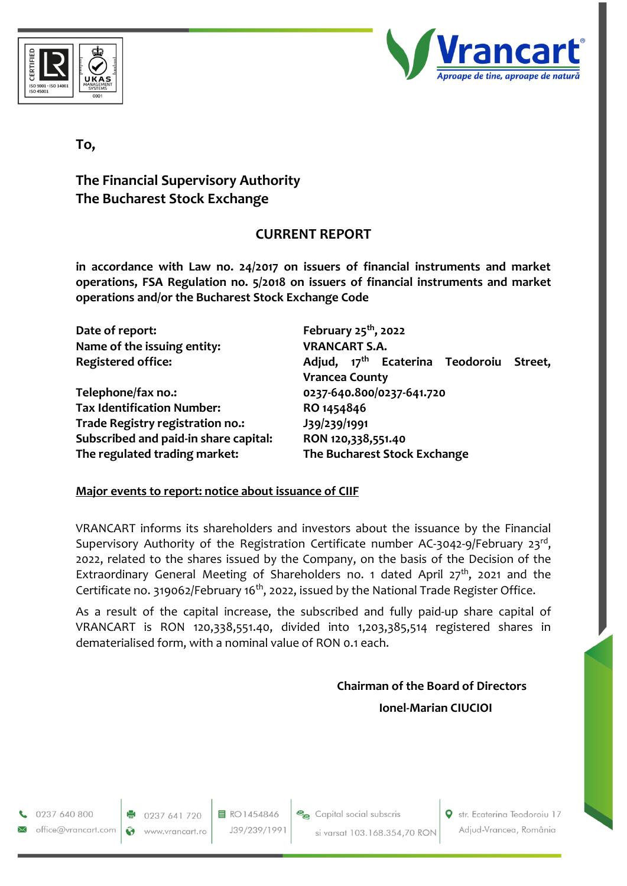To,

**The Financial Supervisory Authority**
**The Bucharest Stock Exchange**

## CURRENT REPORT

**in accordance with Law no. 24/2017 on issuers of financial instruments and market operations, FSA Regulation no. 5/2018 on issuers of financial instruments and market operations and/or the Bucharest Stock Exchange Code**

| | |
|---|---|
| **Date of report:** | **February 25th, 2022** |
| **Name of the issuing entity:** | **VRANCART S.A.** |
| **Registered office:** | **Adjud, 17th Ecaterina Teodoroiu Street, Vrancea County** |
| **Telephone/fax no.:** | **0237-640.800/0237-641.720** |
| **Tax Identification Number:** | **RO 1454846** |
| **Trade Registry registration no.:** | **J39/239/1991** |
| **Subscribed and paid-in share capital:** | **RON 120,338,551.40** |
| **The regulated trading market:** | **The Bucharest Stock Exchange** |

**Major events to report: notice about issuance of CIIF**

VRANCART informs its shareholders and investors about the issuance by the Financial Supervisory Authority of the Registration Certificate number AC-3042-9/February 23rd, 2022, related to the shares issued by the Company, on the basis of the Decision of the Extraordinary General Meeting of Shareholders no. 1 dated April 27th, 2021 and the Certificate no. 319062/February 16th, 2022, issued by the National Trade Register Office.

As a result of the capital increase, the subscribed and fully paid-up share capital of VRANCART is RON 120,338,551.40, divided into 1,203,385,514 registered shares in dematerialised form, with a nominal value of RON 0.1 each.

**Chairman of the Board of Directors**

**Ionel-Marian CIUCIOI**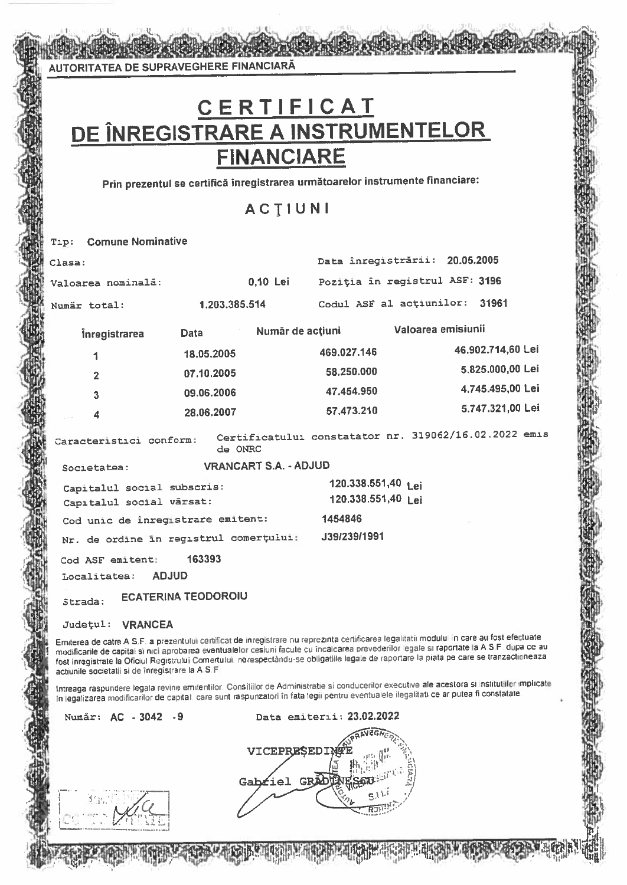AUTORITATEA DE SUPRAVEGHERE FINANCIARĂ

# CERTIFICAT DE ÎNREGISTRARE A INSTRUMENTELOR FINANCIARE

**Prin prezentul se certifică înregistrarea următoarelor instrumente financiare:**

## ACŢIUNI

Tip: **Comune Nominative**

Clasa:

Data înregistrării: **20.05.2005**

Valoarea nominală: **0,10 Lei**

Poziţia în registrul ASF: **3196**

Număr total: **1.203.385.514**

Codul ASF al acţiunilor: **31961**

| Înregistrarea | Data | Număr de acţiuni | Valoarea emisiunii |
|---|---|---|---|
| 1 | 18.05.2005 | 469.027.146 | 46.902.714,60 Lei |
| 2 | 07.10.2005 | 58.250.000 | 5.825.000,00 Lei |
| 3 | 09.06.2006 | 47.454.950 | 4.745.495,00 Lei |
| 4 | 28.06.2007 | 57.473.210 | 5.747.321,00 Lei |

Caracteristici conform: Certificatului constatator nr. 319062/16.02.2022 emis de ONRC

Societatea: **VRANCART S.A. - ADJUD**

Capitalul social subscris: **120.338.551,40 Lei**

Capitalul social vărsat: **120.338.551,40 Lei**

Cod unic de înregistrare emitent: **1454846**

Nr. de ordine în registrul comerţului: **J39/239/1991**

Cod ASF emitent: **163393**

Localitatea: **ADJUD**

Strada: **ECATERINA TEODOROIU**

Judeţul: **VRANCEA**

Emiterea de catre A.S.F. a prezentului certificat de inregistrare nu reprezinta certificarea legalitatii modului in care au fost efectuate modificarile de capital si nici aprobarea eventualelor cesiuni facute cu incalcarea prevederilor legale si raportate la A.S.F. dupa ce au fost inregistrate la Oficiul Registrului Comertului, nerespectandu-se obligatiile legale de raportare la piata pe care se tranzactioneaza actiunile societatii si de inregistrare la A.S.F.

Intreaga raspundere legala revine emitentilor, Consiliilor de Administratie si conducerilor executive ale acestora si institutiilor implicate in legalizarea modificarilor de capital, care sunt raspunzatori in fata legii pentru eventualele ilegalitati ce ar putea fi constatate.

Număr: **AC - 3042 - 9**

Data emiterii: **23.02.2022**

VICEPREŞEDINTE

Gabriel GRĂDINESCU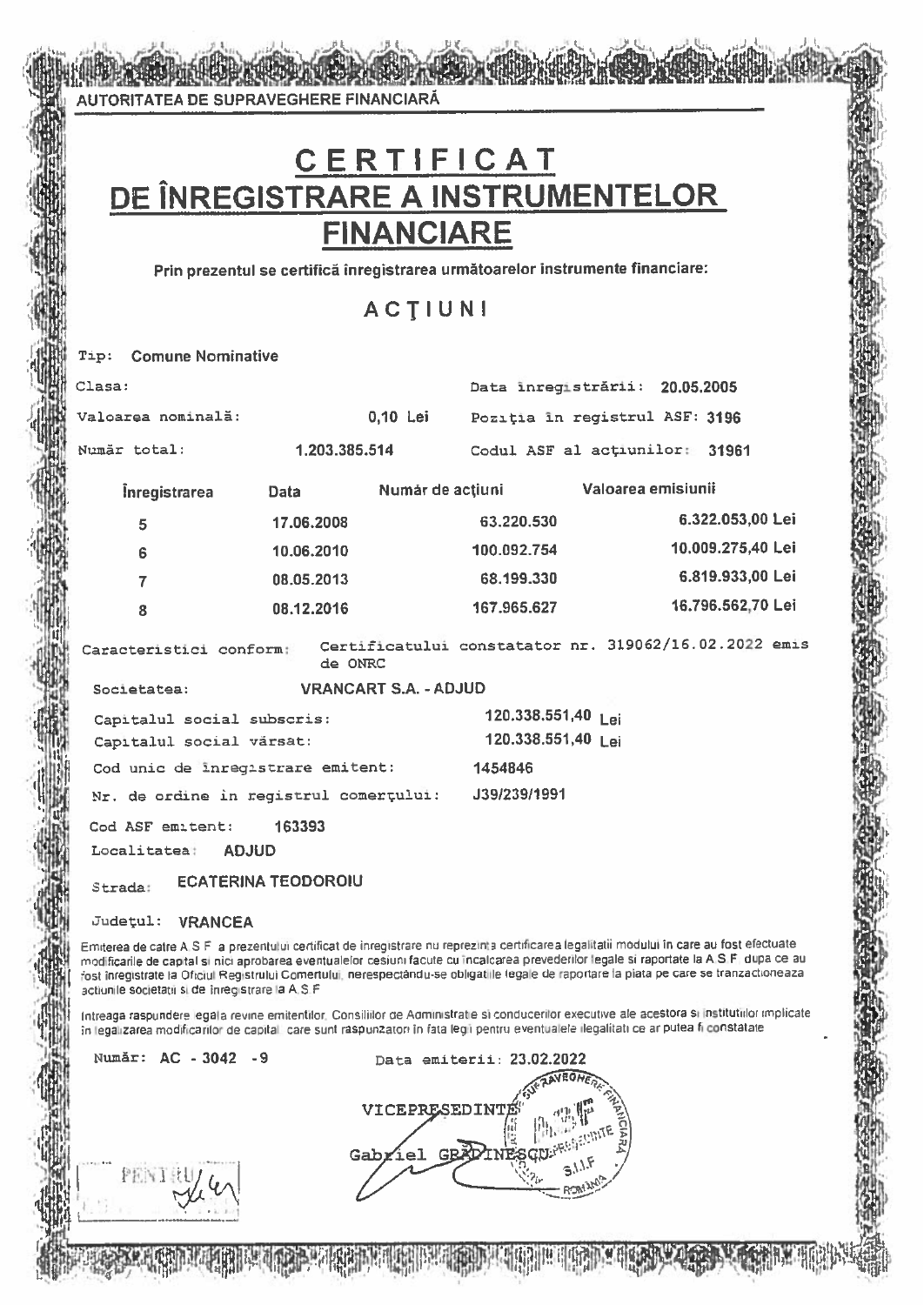AUTORITATEA DE SUPRAVEGHERE FINANCIARĂ

# CERTIFICAT DE ÎNREGISTRARE A INSTRUMENTELOR FINANCIARE

**Prin prezentul se certifică înregistrarea următoarelor instrumente financiare:**

## ACȚIUNI

Tip: **Comune Nominative**

Clasa:

Data înregistrării: **20.05.2005**

Valoarea nominală: **0,10 Lei**

Poziția în registrul ASF: **3196**

Număr total: **1.203.385.514**

Codul ASF al acțiunilor: **31961**

| Înregistrarea | Data | Număr de acțiuni | Valoarea emisiunii |
|---|---|---|---|
| 5 | 17.06.2008 | 63.220.530 | 6.322.053,00 Lei |
| 6 | 10.06.2010 | 100.092.754 | 10.009.275,40 Lei |
| 7 | 08.05.2013 | 68.199.330 | 6.819.933,00 Lei |
| 8 | 08.12.2016 | 167.965.627 | 16.796.562,70 Lei |

Caracteristici conform: Certificatului constatator nr. 319062/16.02.2022 emis de ONRC

Societatea: **VRANCART S.A. - ADJUD**

Capitalul social subscris: **120.338.551,40 Lei**

Capitalul social vărsat: **120.338.551,40 Lei**

Cod unic de înregistrare emitent: **1454846**

Nr. de ordine în registrul comerțului: **J39/239/1991**

Cod ASF emitent: **163393**

Localitatea: **ADJUD**

Strada: **ECATERINA TEODOROIU**

Județul: **VRANCEA**

Emiterea de catre A.S.F. a prezentului certificat de inregistrare nu reprezinta certificarea legalitatii modului in care au fost efectuate modificarile de capital si nici aprobarea eventualelor cesiuni facute cu incalcarea prevederilor legale si raportate la A.S.F. dupa ce au fost inregistrate la Oficiul Registrului Comertului, nerespectându-se obligatiile legale de raportare la piata pe care se tranzactioneaza actiunile societatii si de inregistrare la A.S.F.

Intreaga raspundere legala revine emitentilor, Consiliilor de Administratie si conducerilor executive ale acestora si institutiilor implicate in legalizarea modificarilor de capital, care sunt raspunzatori in fata legii pentru eventualele ilegalitati ce ar putea fi constatate.

Număr: **AC - 3042 - 9**

Data emiterii: **23.02.2022**

VICEPREȘEDINTE

Gabriel GRĂDINESCU

PENTRU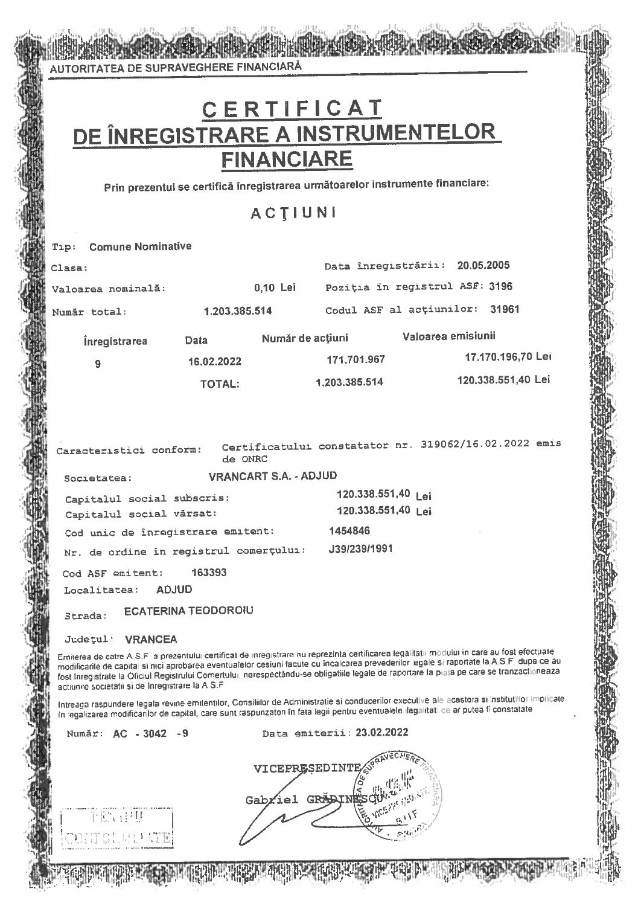AUTORITATEA DE SUPRAVEGHERE FINANCIARĂ

# CERTIFICAT DE ÎNREGISTRARE A INSTRUMENTELOR FINANCIARE

**Prin prezentul se certifică înregistrarea următoarelor instrumente financiare:**

## ACŢIUNI

Tip: **Comune Nominative**

Clasa:

Data înregistrării: **20.05.2005**

Valoarea nominală: **0,10 Lei**

Poziţia în registrul ASF: **3196**

Număr total: **1.203.385.514**

Codul ASF al acţiunilor: **31961**

| Înregistrarea | Data | Număr de acţiuni | Valoarea emisiunii |
|---|---|---|---|
| 9 | 16.02.2022 | 171.701.967 | 17.170.196,70 Lei |
| | TOTAL: | 1.203.385.514 | 120.338.551,40 Lei |

Caracteristici conform: Certificatului constatator nr. 319062/16.02.2022 emis de ONRC

Societatea: **VRANCART S.A. - ADJUD**

Capitalul social subscris: **120.338.551,40 Lei**

Capitalul social vărsat: **120.338.551,40 Lei**

Cod unic de înregistrare emitent: **1454846**

Nr. de ordine in registrul comerţului: **J39/239/1991**

Cod ASF emitent: **163393**

Localitatea: **ADJUD**

Strada: **ECATERINA TEODOROIU**

Judeţul: **VRANCEA**

Emiterea de catre A.S.F. a prezentului certificat de inregistrare nu reprezinta certificarea legalitatii modului in care au fost efectuate modificarile de capital si nici aprobarea eventualelor cesiuni facute cu incalcarea prevederilor legale si raportate la A.S.F. dupa ce au fost inregistrate la Oficiul Registrului Comertului, nerespectându-se obligatiile legale de raportare la piata pe care se tranzactioneaza actiunile societatii si de inregistrare la A.S.F.

Intreaga raspundere legala revine emitentilor, Consiliilor de Administratie si conducerilor executive ale acestora si institutiilor implicate in legalizarea modificarilor de capital, care sunt raspunzatori în fata legii pentru eventualele ilegalitati ce ar putea fi constatate

Număr: AC - 3042 - 9

Data emiterii: **23.02.2022**

VICEPREŞEDINTE

Gabriel GRĂDINESCU

PENTRU CONFORMITATE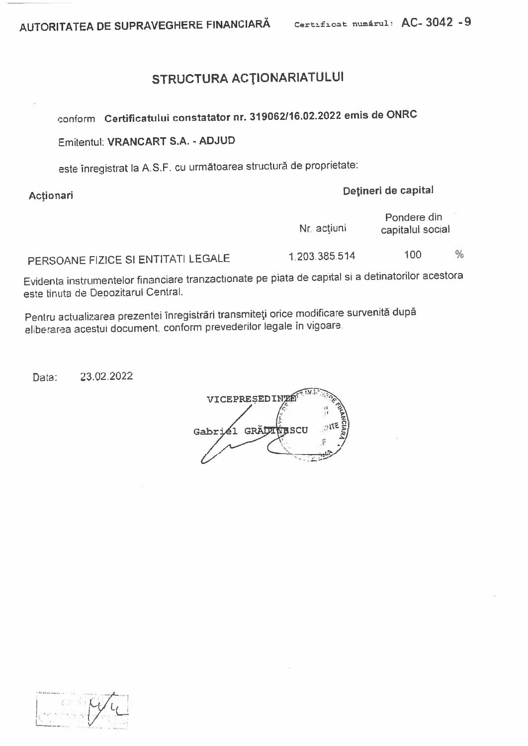AUTORITATEA DE SUPRAVEGHERE FINANCIARĂ    Certificat numărul: AC- 3042 -9

# STRUCTURA ACȚIONARIATULUI

conform **Certificatului constatator nr. 319062/16.02.2022 emis de ONRC**

Emitentul: **VRANCART S.A. - ADJUD**

este înregistrat la A.S.F. cu următoarea structură de proprietate:

| Acționari | Dețineri de capital | |
|---|---|---|
| | Nr. acțiuni | Pondere din capitalul social |
| PERSOANE FIZICE SI ENTITATI LEGALE | 1.203.385.514 | 100 % |

Evidenta instrumentelor financiare tranzactionate pe piata de capital si a detinatorilor acestora este tinuta de Depozitarul Central.

Pentru actualizarea prezentei înregistrări transmiteți orice modificare survenită după eliberarea acestui document, conform prevederilor legale în vigoare.

Data: 23.02.2022

VICEPREȘEDINTE

Gabriel GRĂDINESCU